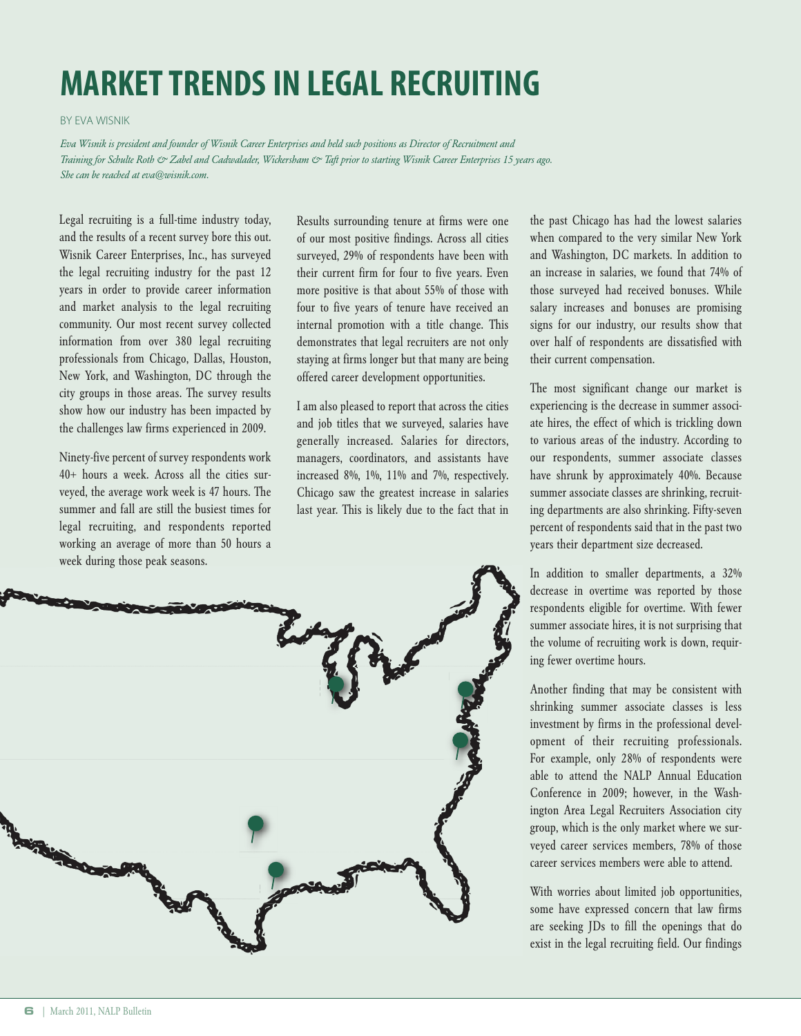# MARKET TRENDS IN LEGAL RECRUITING

BY EVA WISNIK

*Eva Wisnik is president and founder of Wisnik Career Enterprises and held such positions as Director of Recruitment and Training for Schulte Roth & Zabel and Cadwalader, Wickersham & Taft prior to starting Wisnik Career Enterprises 15 years ago. She can be reached at eva@wisnik.com.*

Legal recruiting is a full-time industry today, and the results of a recent survey bore this out. Wisnik Career Enterprises, Inc., has surveyed the legal recruiting industry for the past 12 years in order to provide career information and market analysis to the legal recruiting community. Our most recent survey collected information from over 380 legal recruiting professionals from Chicago, Dallas, Houston, New York, and Washington, DC through the city groups in those areas. The survey results show how our industry has been impacted by the challenges law firms experienced in 2009.

Ninety-five percent of survey respondents work 40+ hours a week. Across all the cities surveyed, the average work week is 47 hours. The summer and fall are still the busiest times for legal recruiting, and respondents reported working an average of more than 50 hours a week during those peak seasons.

Results surrounding tenure at firms were one of our most positive findings. Across all cities surveyed, 29% of respondents have been with their current firm for four to five years. Even more positive is that about 55% of those with four to five years of tenure have received an internal promotion with a title change. This demonstrates that legal recruiters are not only staying at firms longer but that many are being offered career development opportunities.

I am also pleased to report that across the cities and job titles that we surveyed, salaries have generally increased. Salaries for directors, managers, coordinators, and assistants have increased 8%, 1%, 11% and 7%, respectively. Chicago saw the greatest increase in salaries last year. This is likely due to the fact that in the past Chicago has had the lowest salaries when compared to the very similar New York and Washington, DC markets. In addition to an increase in salaries, we found that 74% of those surveyed had received bonuses. While salary increases and bonuses are promising signs for our industry, our results show that over half of respondents are dissatisfied with their current compensation.

The most significant change our market is experiencing is the decrease in summer associate hires, the effect of which is trickling down to various areas of the industry. According to our respondents, summer associate classes have shrunk by approximately 40%. Because summer associate classes are shrinking, recruiting departments are also shrinking. Fifty-seven percent of respondents said that in the past two years their department size decreased.

In addition to smaller departments, a 32% decrease in overtime was reported by those respondents eligible for overtime. With fewer summer associate hires, it is not surprising that the volume of recruiting work is down, requiring fewer overtime hours.

Another finding that may be consistent with shrinking summer associate classes is less investment by firms in the professional development of their recruiting professionals. For example, only 28% of respondents were able to attend the NALP Annual Education Conference in 2009; however, in the Washington Area Legal Recruiters Association city group, which is the only market where we surveyed career services members, 78% of those career services members were able to attend.

With worries about limited job opportunities, some have expressed concern that law firms are seeking JDs to fill the openings that do exist in the legal recruiting field. Our findings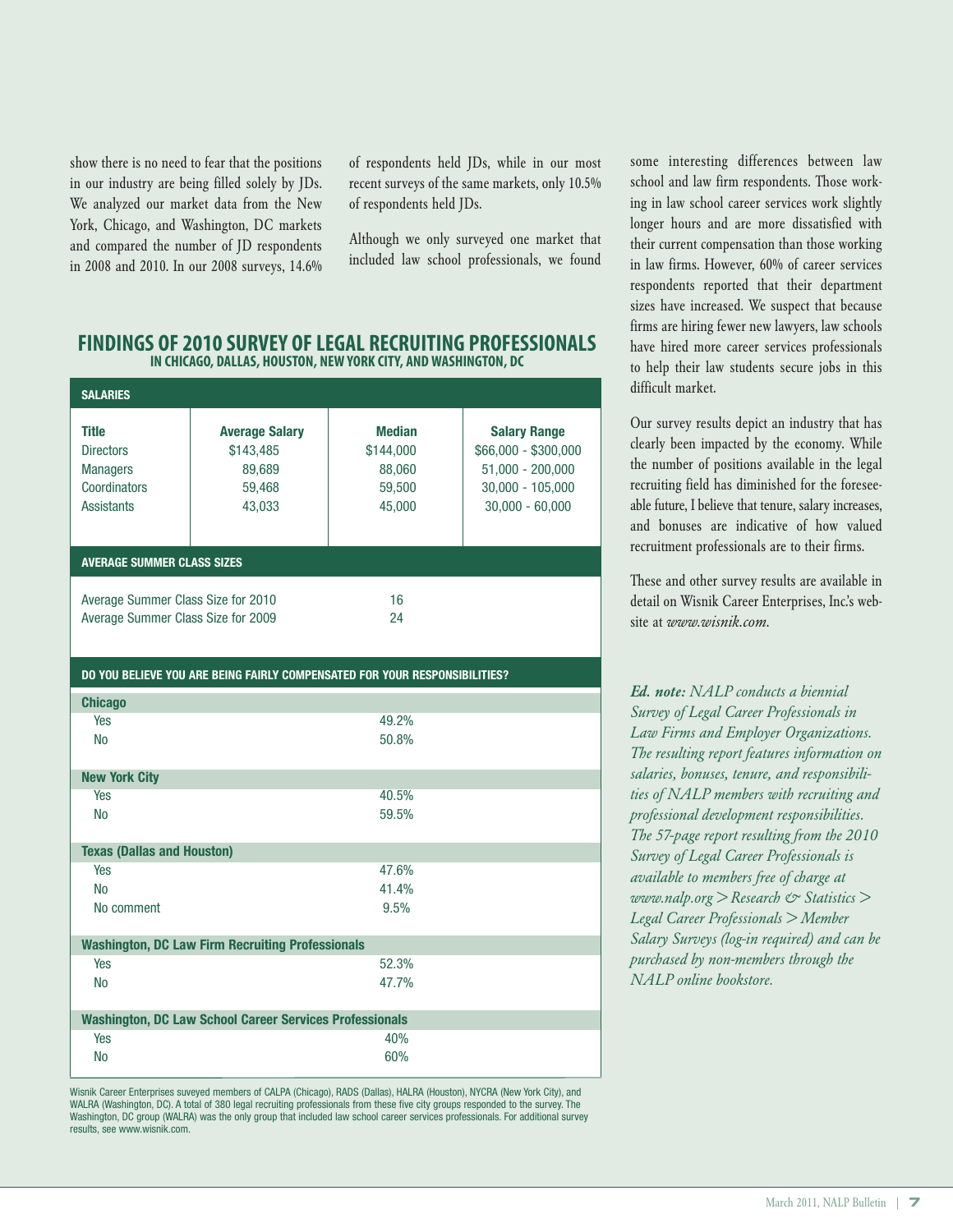show there is no need to fear that the positions in our industry are being filled solely by JDs. We analyzed our market data from the New York, Chicago, and Washington, DC markets and compared the number of JD respondents in 2008 and 2010. In our 2008 surveys, 14.6% of respondents held JDs, while in our most recent surveys of the same markets, only 10.5% of respondents held JDs.

Although we only surveyed one market that included law school professionals, we found some interesting differences between law school and law firm respondents. Those working in law school career services work slightly longer hours and are more dissatisfied with their current compensation than those working in law firms. However, 60% of career services respondents reported that their department sizes have increased. We suspect that because firms are hiring fewer new lawyers, law schools have hired more career services professionals to help their law students secure jobs in this difficult market.

Our survey results depict an industry that has clearly been impacted by the economy. While the number of positions available in the legal recruiting field has diminished for the foreseeable future, I believe that tenure, salary increases, and bonuses are indicative of how valued recruitment professionals are to their firms.

These and other survey results are available in detail on Wisnik Career Enterprises, Inc.'s website at *www.wisnik.com*.

## FINDINGS OF 2010 SURVEY OF LEGAL RECRUITING PROFESSIONALS

### IN CHICAGO, DALLAS, HOUSTON, NEW YORK CITY, AND WASHINGTON, DC

**SALARIES**

| Title | Average Salary | Median | Salary Range |
|---|---|---|---|
| Directors | $143,485 | $144,000 | $66,000 - $300,000 |
| Managers | 89,689 | 88,060 | 51,000 - 200,000 |
| Coordinators | 59,468 | 59,500 | 30,000 - 105,000 |
| Assistants | 43,033 | 45,000 | 30,000 - 60,000 |

**AVERAGE SUMMER CLASS SIZES**

| | |
|---|---|
| Average Summer Class Size for 2010 | 16 |
| Average Summer Class Size for 2009 | 24 |

**DO YOU BELIEVE YOU ARE BEING FAIRLY COMPENSATED FOR YOUR RESPONSIBILITIES?**

| | |
|---|---|
| **Chicago** | |
| Yes | 49.2% |
| No | 50.8% |
| **New York City** | |
| Yes | 40.5% |
| No | 59.5% |
| **Texas (Dallas and Houston)** | |
| Yes | 47.6% |
| No | 41.4% |
| No comment | 9.5% |
| **Washington, DC Law Firm Recruiting Professionals** | |
| Yes | 52.3% |
| No | 47.7% |
| **Washington, DC Law School Career Services Professionals** | |
| Yes | 40% |
| No | 60% |

Wisnik Career Enterprises suveyed members of CALPA (Chicago), RADS (Dallas), HALRA (Houston), NYCRA (New York City), and WALRA (Washington, DC). A total of 380 legal recruiting professionals from these five city groups responded to the survey. The Washington, DC group (WALRA) was the only group that included law school career services professionals. For additional survey results, see www.wisnik.com.

***Ed. note:*** *NALP conducts a biennial Survey of Legal Career Professionals in Law Firms and Employer Organizations. The resulting report features information on salaries, bonuses, tenure, and responsibilities of NALP members with recruiting and professional development responsibilities. The 57-page report resulting from the 2010 Survey of Legal Career Professionals is available to members free of charge at www.nalp.org > Research & Statistics > Legal Career Professionals > Member Salary Surveys (log-in required) and can be purchased by non-members through the NALP online bookstore.*